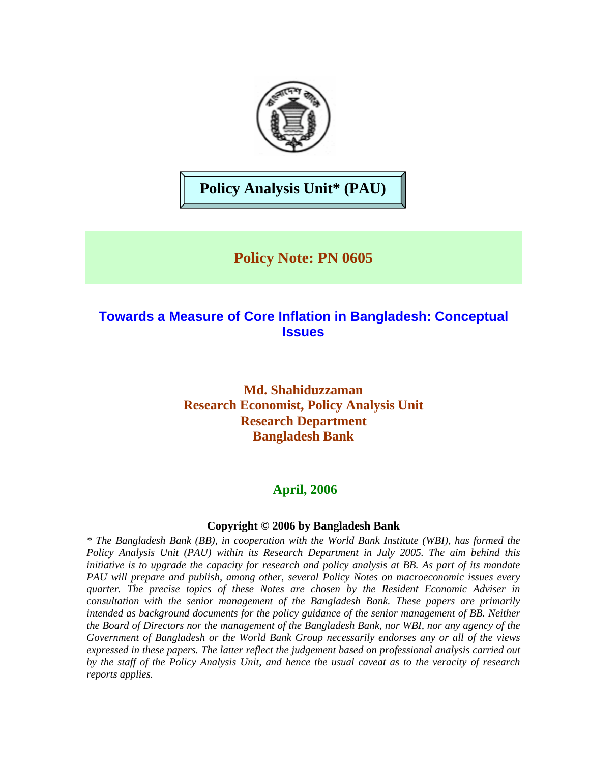**Policy Analysis Unit* (PAU)**

## Policy Note: PN 0605

# Towards a Measure of Core Inflation in Bangladesh: Conceptual Issues

**Md. Shahiduzzaman**
**Research Economist, Policy Analysis Unit**
**Research Department**
**Bangladesh Bank**

**April, 2006**

**Copyright © 2006 by Bangladesh Bank**

*\* The Bangladesh Bank (BB), in cooperation with the World Bank Institute (WBI), has formed the Policy Analysis Unit (PAU) within its Research Department in July 2005. The aim behind this initiative is to upgrade the capacity for research and policy analysis at BB. As part of its mandate PAU will prepare and publish, among other, several Policy Notes on macroeconomic issues every quarter. The precise topics of these Notes are chosen by the Resident Economic Adviser in consultation with the senior management of the Bangladesh Bank. These papers are primarily intended as background documents for the policy guidance of the senior management of BB. Neither the Board of Directors nor the management of the Bangladesh Bank, nor WBI, nor any agency of the Government of Bangladesh or the World Bank Group necessarily endorses any or all of the views expressed in these papers. The latter reflect the judgement based on professional analysis carried out by the staff of the Policy Analysis Unit, and hence the usual caveat as to the veracity of research reports applies.*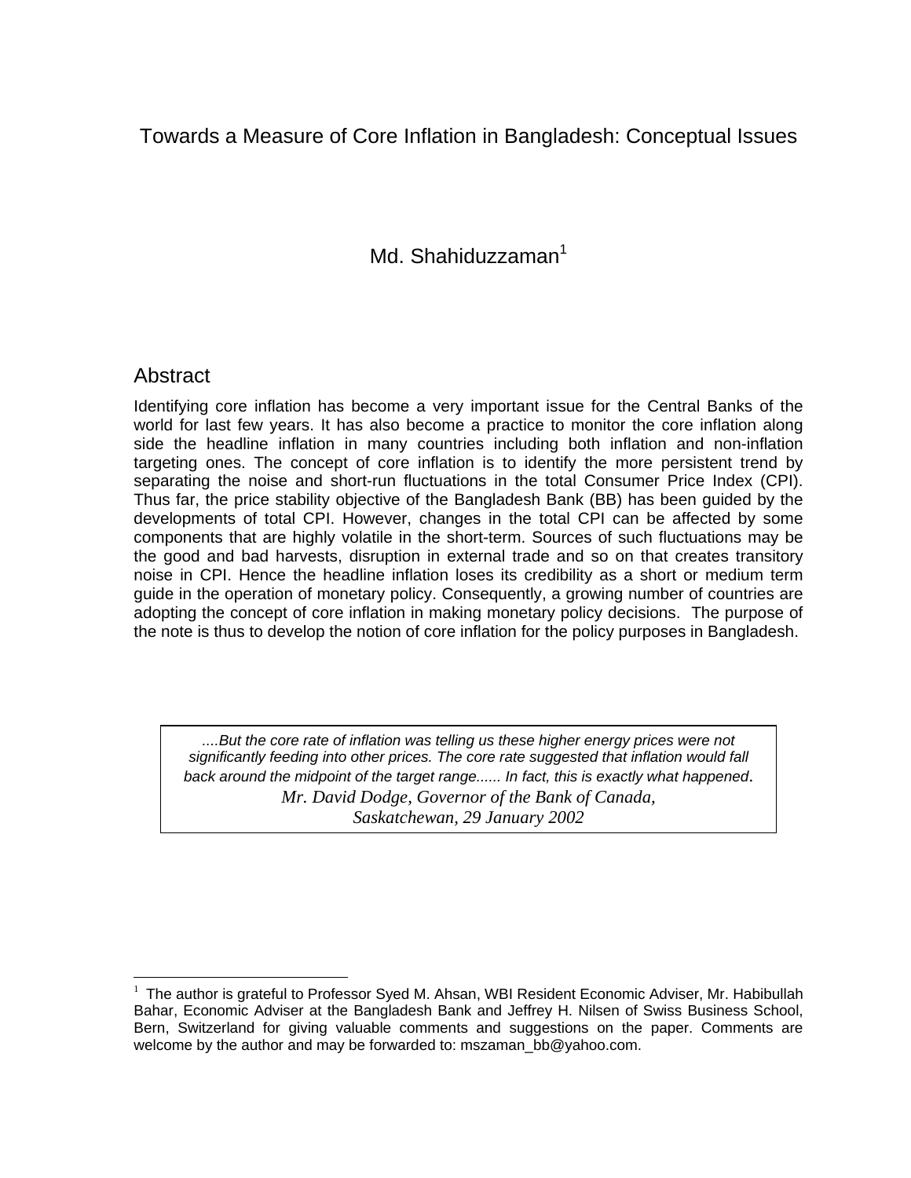# Towards a Measure of Core Inflation in Bangladesh: Conceptual Issues

Md. Shahiduzzaman[1]

## Abstract

Identifying core inflation has become a very important issue for the Central Banks of the world for last few years. It has also become a practice to monitor the core inflation along side the headline inflation in many countries including both inflation and non-inflation targeting ones. The concept of core inflation is to identify the more persistent trend by separating the noise and short-run fluctuations in the total Consumer Price Index (CPI). Thus far, the price stability objective of the Bangladesh Bank (BB) has been guided by the developments of total CPI. However, changes in the total CPI can be affected by some components that are highly volatile in the short-term. Sources of such fluctuations may be the good and bad harvests, disruption in external trade and so on that creates transitory noise in CPI. Hence the headline inflation loses its credibility as a short or medium term guide in the operation of monetary policy. Consequently, a growing number of countries are adopting the concept of core inflation in making monetary policy decisions. The purpose of the note is thus to develop the notion of core inflation for the policy purposes in Bangladesh.

> *....But the core rate of inflation was telling us these higher energy prices were not significantly feeding into other prices. The core rate suggested that inflation would fall back around the midpoint of the target range...... In fact, this is exactly what happened.*
>
> *Mr. David Dodge, Governor of the Bank of Canada, Saskatchewan, 29 January 2002*

---

[1] The author is grateful to Professor Syed M. Ahsan, WBI Resident Economic Adviser, Mr. Habibullah Bahar, Economic Adviser at the Bangladesh Bank and Jeffrey H. Nilsen of Swiss Business School, Bern, Switzerland for giving valuable comments and suggestions on the paper. Comments are welcome by the author and may be forwarded to: mszaman_bb@yahoo.com.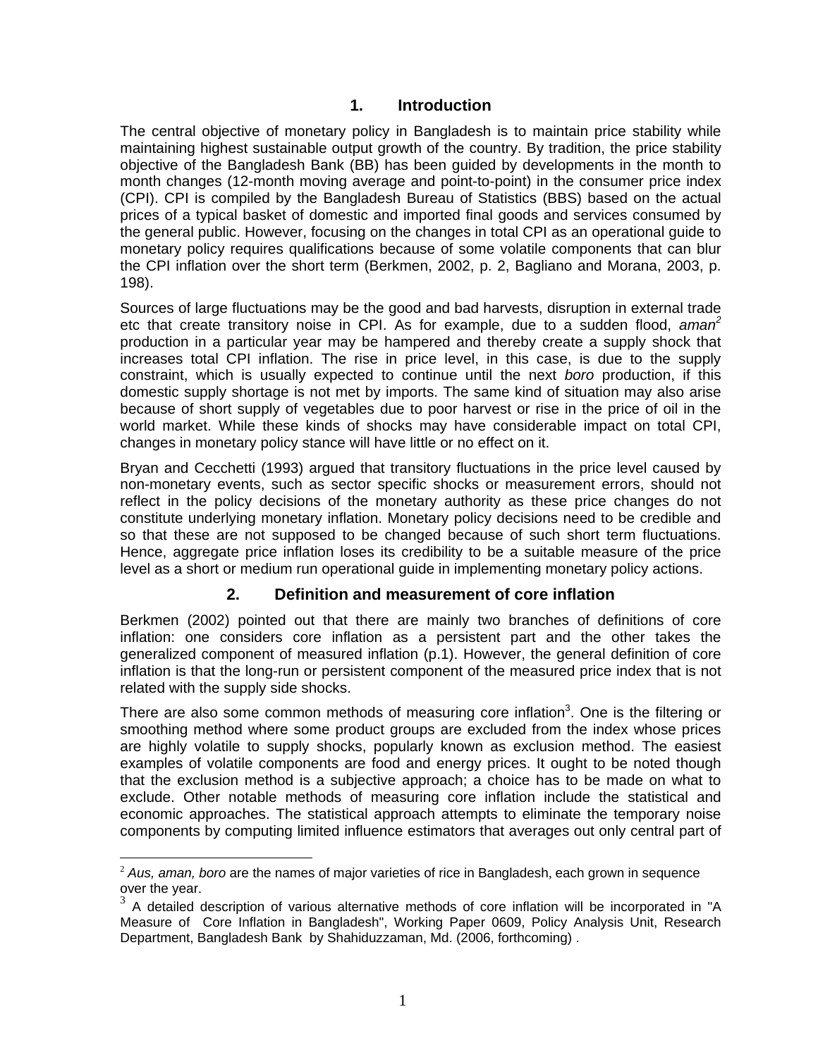## 1. Introduction

The central objective of monetary policy in Bangladesh is to maintain price stability while maintaining highest sustainable output growth of the country. By tradition, the price stability objective of the Bangladesh Bank (BB) has been guided by developments in the month to month changes (12-month moving average and point-to-point) in the consumer price index (CPI). CPI is compiled by the Bangladesh Bureau of Statistics (BBS) based on the actual prices of a typical basket of domestic and imported final goods and services consumed by the general public. However, focusing on the changes in total CPI as an operational guide to monetary policy requires qualifications because of some volatile components that can blur the CPI inflation over the short term (Berkmen, 2002, p. 2, Bagliano and Morana, 2003, p. 198).

Sources of large fluctuations may be the good and bad harvests, disruption in external trade etc that create transitory noise in CPI. As for example, due to a sudden flood, *aman*[2] production in a particular year may be hampered and thereby create a supply shock that increases total CPI inflation. The rise in price level, in this case, is due to the supply constraint, which is usually expected to continue until the next *boro* production, if this domestic supply shortage is not met by imports. The same kind of situation may also arise because of short supply of vegetables due to poor harvest or rise in the price of oil in the world market. While these kinds of shocks may have considerable impact on total CPI, changes in monetary policy stance will have little or no effect on it.

Bryan and Cecchetti (1993) argued that transitory fluctuations in the price level caused by non-monetary events, such as sector specific shocks or measurement errors, should not reflect in the policy decisions of the monetary authority as these price changes do not constitute underlying monetary inflation. Monetary policy decisions need to be credible and so that these are not supposed to be changed because of such short term fluctuations. Hence, aggregate price inflation loses its credibility to be a suitable measure of the price level as a short or medium run operational guide in implementing monetary policy actions.

## 2. Definition and measurement of core inflation

Berkmen (2002) pointed out that there are mainly two branches of definitions of core inflation: one considers core inflation as a persistent part and the other takes the generalized component of measured inflation (p.1). However, the general definition of core inflation is that the long-run or persistent component of the measured price index that is not related with the supply side shocks.

There are also some common methods of measuring core inflation[3]. One is the filtering or smoothing method where some product groups are excluded from the index whose prices are highly volatile to supply shocks, popularly known as exclusion method. The easiest examples of volatile components are food and energy prices. It ought to be noted though that the exclusion method is a subjective approach; a choice has to be made on what to exclude. Other notable methods of measuring core inflation include the statistical and economic approaches. The statistical approach attempts to eliminate the temporary noise components by computing limited influence estimators that averages out only central part of

---

[2] *Aus, aman, boro* are the names of major varieties of rice in Bangladesh, each grown in sequence over the year.

[3] A detailed description of various alternative methods of core inflation will be incorporated in "A Measure of Core Inflation in Bangladesh", Working Paper 0609, Policy Analysis Unit, Research Department, Bangladesh Bank by Shahiduzzaman, Md. (2006, forthcoming) .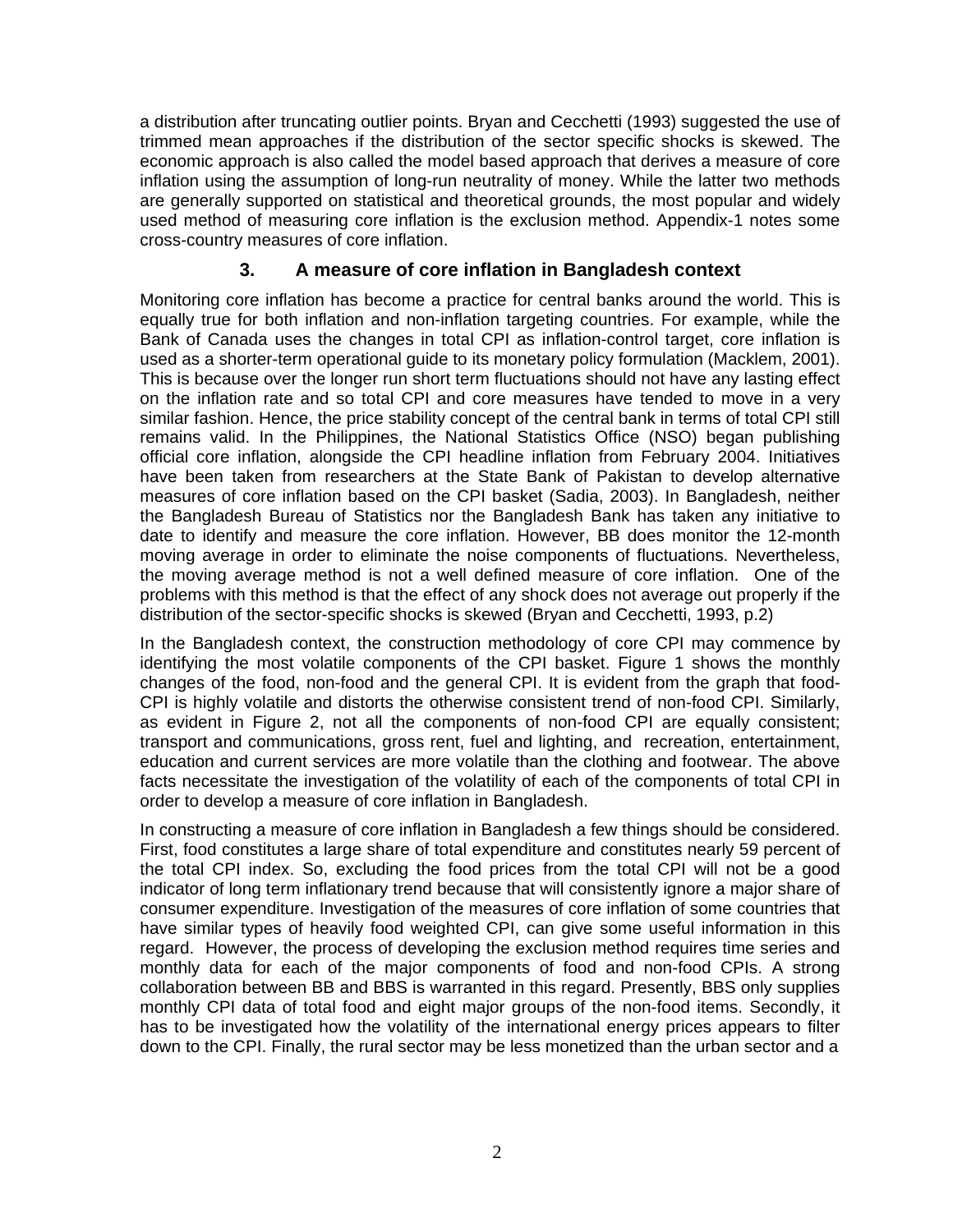a distribution after truncating outlier points. Bryan and Cecchetti (1993) suggested the use of trimmed mean approaches if the distribution of the sector specific shocks is skewed. The economic approach is also called the model based approach that derives a measure of core inflation using the assumption of long-run neutrality of money. While the latter two methods are generally supported on statistical and theoretical grounds, the most popular and widely used method of measuring core inflation is the exclusion method. Appendix-1 notes some cross-country measures of core inflation.

## 3. A measure of core inflation in Bangladesh context

Monitoring core inflation has become a practice for central banks around the world. This is equally true for both inflation and non-inflation targeting countries. For example, while the Bank of Canada uses the changes in total CPI as inflation-control target, core inflation is used as a shorter-term operational guide to its monetary policy formulation (Macklem, 2001). This is because over the longer run short term fluctuations should not have any lasting effect on the inflation rate and so total CPI and core measures have tended to move in a very similar fashion. Hence, the price stability concept of the central bank in terms of total CPI still remains valid. In the Philippines, the National Statistics Office (NSO) began publishing official core inflation, alongside the CPI headline inflation from February 2004. Initiatives have been taken from researchers at the State Bank of Pakistan to develop alternative measures of core inflation based on the CPI basket (Sadia, 2003). In Bangladesh, neither the Bangladesh Bureau of Statistics nor the Bangladesh Bank has taken any initiative to date to identify and measure the core inflation. However, BB does monitor the 12-month moving average in order to eliminate the noise components of fluctuations. Nevertheless, the moving average method is not a well defined measure of core inflation. One of the problems with this method is that the effect of any shock does not average out properly if the distribution of the sector-specific shocks is skewed (Bryan and Cecchetti, 1993, p.2)

In the Bangladesh context, the construction methodology of core CPI may commence by identifying the most volatile components of the CPI basket. Figure 1 shows the monthly changes of the food, non-food and the general CPI. It is evident from the graph that food-CPI is highly volatile and distorts the otherwise consistent trend of non-food CPI. Similarly, as evident in Figure 2, not all the components of non-food CPI are equally consistent; transport and communications, gross rent, fuel and lighting, and recreation, entertainment, education and current services are more volatile than the clothing and footwear. The above facts necessitate the investigation of the volatility of each of the components of total CPI in order to develop a measure of core inflation in Bangladesh.

In constructing a measure of core inflation in Bangladesh a few things should be considered. First, food constitutes a large share of total expenditure and constitutes nearly 59 percent of the total CPI index. So, excluding the food prices from the total CPI will not be a good indicator of long term inflationary trend because that will consistently ignore a major share of consumer expenditure. Investigation of the measures of core inflation of some countries that have similar types of heavily food weighted CPI, can give some useful information in this regard. However, the process of developing the exclusion method requires time series and monthly data for each of the major components of food and non-food CPIs. A strong collaboration between BB and BBS is warranted in this regard. Presently, BBS only supplies monthly CPI data of total food and eight major groups of the non-food items. Secondly, it has to be investigated how the volatility of the international energy prices appears to filter down to the CPI. Finally, the rural sector may be less monetized than the urban sector and a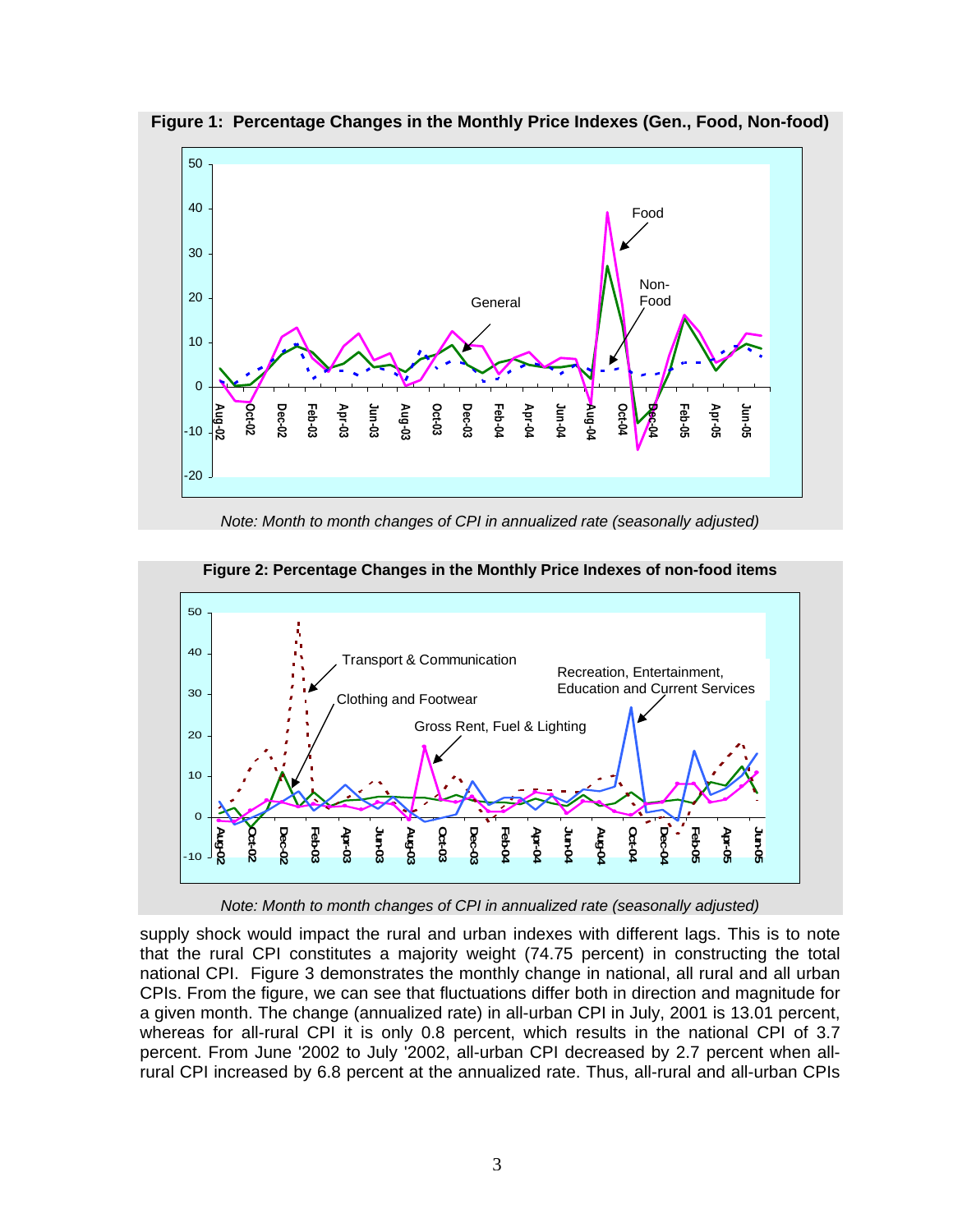**Figure 1: Percentage Changes in the Monthly Price Indexes (Gen., Food, Non-food)**

*Note: Month to month changes of CPI in annualized rate (seasonally adjusted)*

**Figure 2: Percentage Changes in the Monthly Price Indexes of non-food items**

*Note: Month to month changes of CPI in annualized rate (seasonally adjusted)*

supply shock would impact the rural and urban indexes with different lags. This is to note that the rural CPI constitutes a majority weight (74.75 percent) in constructing the total national CPI. Figure 3 demonstrates the monthly change in national, all rural and all urban CPIs. From the figure, we can see that fluctuations differ both in direction and magnitude for a given month. The change (annualized rate) in all-urban CPI in July, 2001 is 13.01 percent, whereas for all-rural CPI it is only 0.8 percent, which results in the national CPI of 3.7 percent. From June '2002 to July '2002, all-urban CPI decreased by 2.7 percent when all-rural CPI increased by 6.8 percent at the annualized rate. Thus, all-rural and all-urban CPIs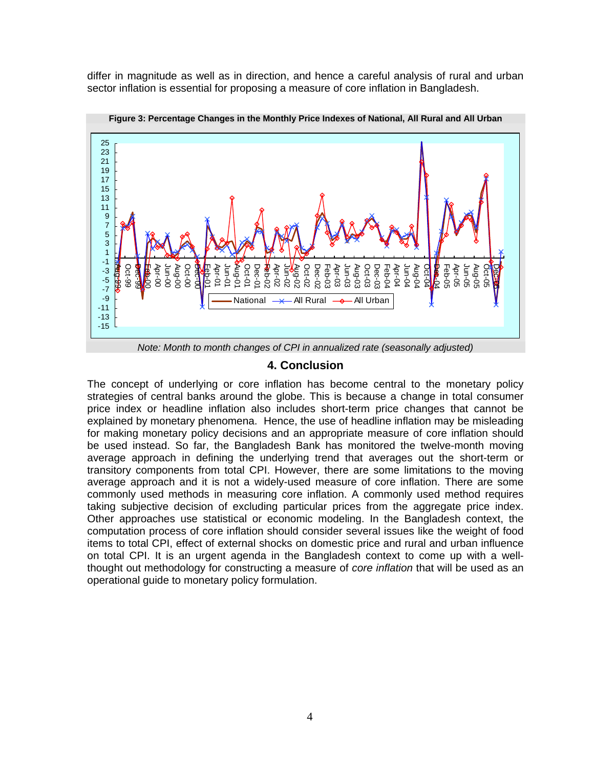differ in magnitude as well as in direction, and hence a careful analysis of rural and urban sector inflation is essential for proposing a measure of core inflation in Bangladesh.

**Figure 3: Percentage Changes in the Monthly Price Indexes of National, All Rural and All Urban**

*Note: Month to month changes of CPI in annualized rate (seasonally adjusted)*

## 4. Conclusion

The concept of underlying or core inflation has become central to the monetary policy strategies of central banks around the globe. This is because a change in total consumer price index or headline inflation also includes short-term price changes that cannot be explained by monetary phenomena. Hence, the use of headline inflation may be misleading for making monetary policy decisions and an appropriate measure of core inflation should be used instead. So far, the Bangladesh Bank has monitored the twelve-month moving average approach in defining the underlying trend that averages out the short-term or transitory components from total CPI. However, there are some limitations to the moving average approach and it is not a widely-used measure of core inflation. There are some commonly used methods in measuring core inflation. A commonly used method requires taking subjective decision of excluding particular prices from the aggregate price index. Other approaches use statistical or economic modeling. In the Bangladesh context, the computation process of core inflation should consider several issues like the weight of food items to total CPI, effect of external shocks on domestic price and rural and urban influence on total CPI. It is an urgent agenda in the Bangladesh context to come up with a well-thought out methodology for constructing a measure of *core inflation* that will be used as an operational guide to monetary policy formulation.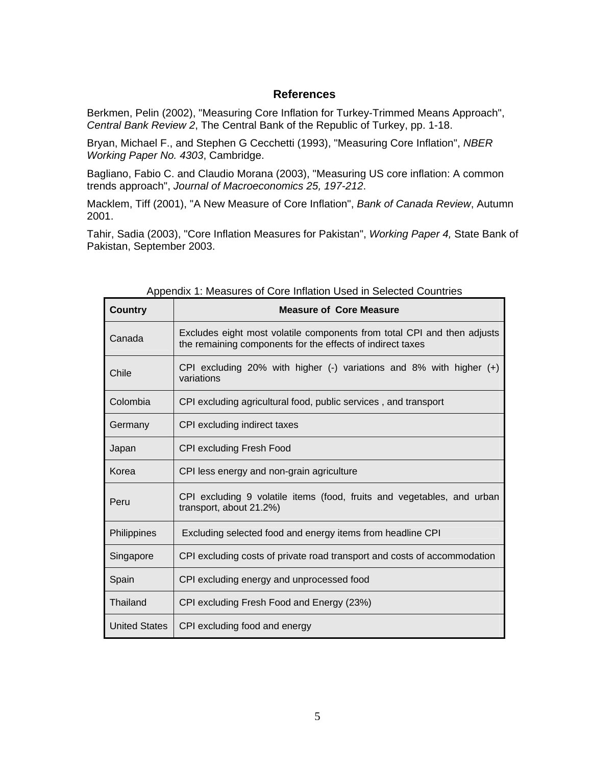## References

Berkmen, Pelin (2002), "Measuring Core Inflation for Turkey-Trimmed Means Approach", *Central Bank Review 2*, The Central Bank of the Republic of Turkey, pp. 1-18.

Bryan, Michael F., and Stephen G Cecchetti (1993), "Measuring Core Inflation", *NBER Working Paper No. 4303*, Cambridge.

Bagliano, Fabio C. and Claudio Morana (2003), "Measuring US core inflation: A common trends approach", *Journal of Macroeconomics 25, 197-212*.

Macklem, Tiff (2001), "A New Measure of Core Inflation", *Bank of Canada Review*, Autumn 2001.

Tahir, Sadia (2003), "Core Inflation Measures for Pakistan", *Working Paper 4,* State Bank of Pakistan, September 2003.

Appendix 1: Measures of Core Inflation Used in Selected Countries

| **Country** | **Measure of Core Measure** |
|---|---|
| Canada | Excludes eight most volatile components from total CPI and then adjusts the remaining components for the effects of indirect taxes |
| Chile | CPI excluding 20% with higher (-) variations and 8% with higher (+) variations |
| Colombia | CPI excluding agricultural food, public services , and transport |
| Germany | CPI excluding indirect taxes |
| Japan | CPI excluding Fresh Food |
| Korea | CPI less energy and non-grain agriculture |
| Peru | CPI excluding 9 volatile items (food, fruits and vegetables, and urban transport, about 21.2%) |
| Philippines | Excluding selected food and energy items from headline CPI |
| Singapore | CPI excluding costs of private road transport and costs of accommodation |
| Spain | CPI excluding energy and unprocessed food |
| Thailand | CPI excluding Fresh Food and Energy (23%) |
| United States | CPI excluding food and energy |